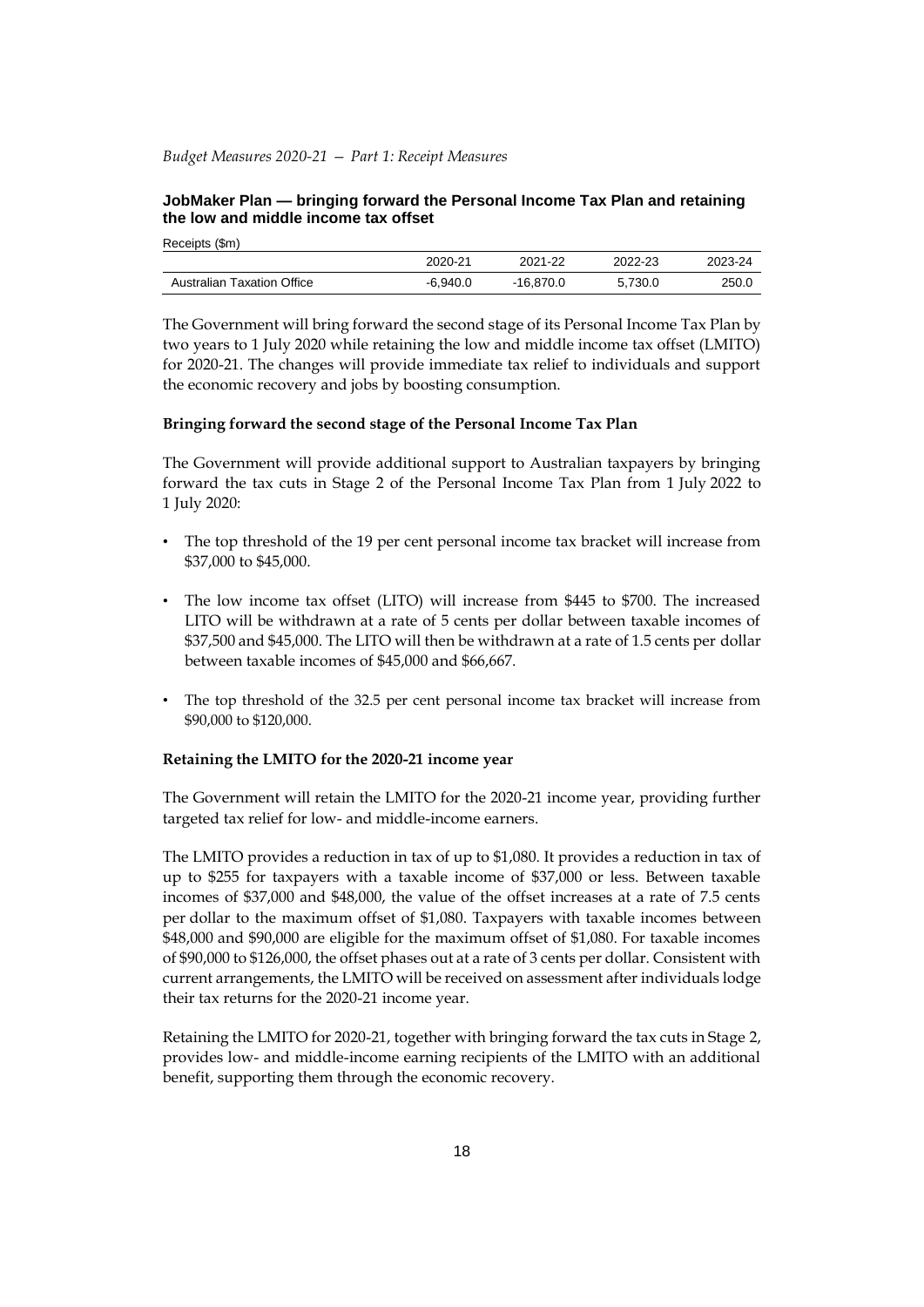## JobMaker Plan — bringing forward the Personal Income Tax Plan and retaining the low and middle income tax offset

Receipts ($m)

| | 2020-21 | 2021-22 | 2022-23 | 2023-24 |
|---|---|---|---|---|
| Australian Taxation Office | -6,940.0 | -16,870.0 | 5,730.0 | 250.0 |

The Government will bring forward the second stage of its Personal Income Tax Plan by two years to 1 July 2020 while retaining the low and middle income tax offset (LMITO) for 2020-21. The changes will provide immediate tax relief to individuals and support the economic recovery and jobs by boosting consumption.

**Bringing forward the second stage of the Personal Income Tax Plan**

The Government will provide additional support to Australian taxpayers by bringing forward the tax cuts in Stage 2 of the Personal Income Tax Plan from 1 July 2022 to 1 July 2020:

- The top threshold of the 19 per cent personal income tax bracket will increase from $37,000 to $45,000.
- The low income tax offset (LITO) will increase from $445 to $700. The increased LITO will be withdrawn at a rate of 5 cents per dollar between taxable incomes of $37,500 and $45,000. The LITO will then be withdrawn at a rate of 1.5 cents per dollar between taxable incomes of $45,000 and $66,667.
- The top threshold of the 32.5 per cent personal income tax bracket will increase from $90,000 to $120,000.

**Retaining the LMITO for the 2020-21 income year**

The Government will retain the LMITO for the 2020-21 income year, providing further targeted tax relief for low- and middle-income earners.

The LMITO provides a reduction in tax of up to $1,080. It provides a reduction in tax of up to $255 for taxpayers with a taxable income of $37,000 or less. Between taxable incomes of $37,000 and $48,000, the value of the offset increases at a rate of 7.5 cents per dollar to the maximum offset of $1,080. Taxpayers with taxable incomes between $48,000 and $90,000 are eligible for the maximum offset of $1,080. For taxable incomes of $90,000 to $126,000, the offset phases out at a rate of 3 cents per dollar. Consistent with current arrangements, the LMITO will be received on assessment after individuals lodge their tax returns for the 2020-21 income year.

Retaining the LMITO for 2020-21, together with bringing forward the tax cuts in Stage 2, provides low- and middle-income earning recipients of the LMITO with an additional benefit, supporting them through the economic recovery.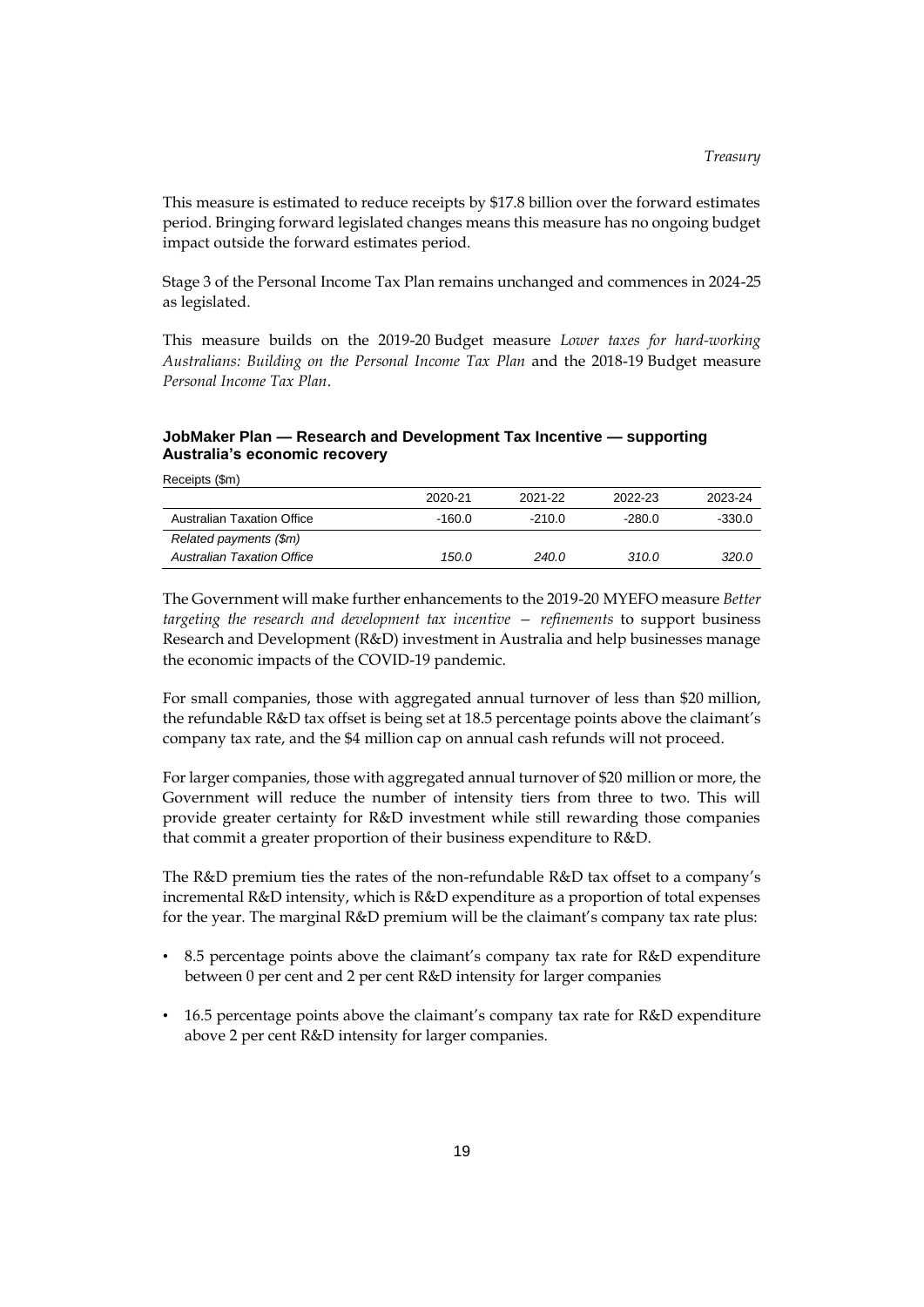This measure is estimated to reduce receipts by $17.8 billion over the forward estimates period. Bringing forward legislated changes means this measure has no ongoing budget impact outside the forward estimates period.

Stage 3 of the Personal Income Tax Plan remains unchanged and commences in 2024-25 as legislated.

This measure builds on the 2019-20 Budget measure *Lower taxes for hard-working Australians: Building on the Personal Income Tax Plan* and the 2018-19 Budget measure *Personal Income Tax Plan*.

### JobMaker Plan — Research and Development Tax Incentive — supporting Australia's economic recovery

| Receipts ($m) | 2020-21 | 2021-22 | 2022-23 | 2023-24 |
|---|---|---|---|---|
| Australian Taxation Office | -160.0 | -210.0 | -280.0 | -330.0 |
| *Related payments ($m)* | | | | |
| *Australian Taxation Office* | *150.0* | *240.0* | *310.0* | *320.0* |

The Government will make further enhancements to the 2019-20 MYEFO measure *Better targeting the research and development tax incentive — refinements* to support business Research and Development (R&D) investment in Australia and help businesses manage the economic impacts of the COVID-19 pandemic.

For small companies, those with aggregated annual turnover of less than $20 million, the refundable R&D tax offset is being set at 18.5 percentage points above the claimant's company tax rate, and the $4 million cap on annual cash refunds will not proceed.

For larger companies, those with aggregated annual turnover of $20 million or more, the Government will reduce the number of intensity tiers from three to two. This will provide greater certainty for R&D investment while still rewarding those companies that commit a greater proportion of their business expenditure to R&D.

The R&D premium ties the rates of the non-refundable R&D tax offset to a company's incremental R&D intensity, which is R&D expenditure as a proportion of total expenses for the year. The marginal R&D premium will be the claimant's company tax rate plus:

- 8.5 percentage points above the claimant's company tax rate for R&D expenditure between 0 per cent and 2 per cent R&D intensity for larger companies
- 16.5 percentage points above the claimant's company tax rate for R&D expenditure above 2 per cent R&D intensity for larger companies.